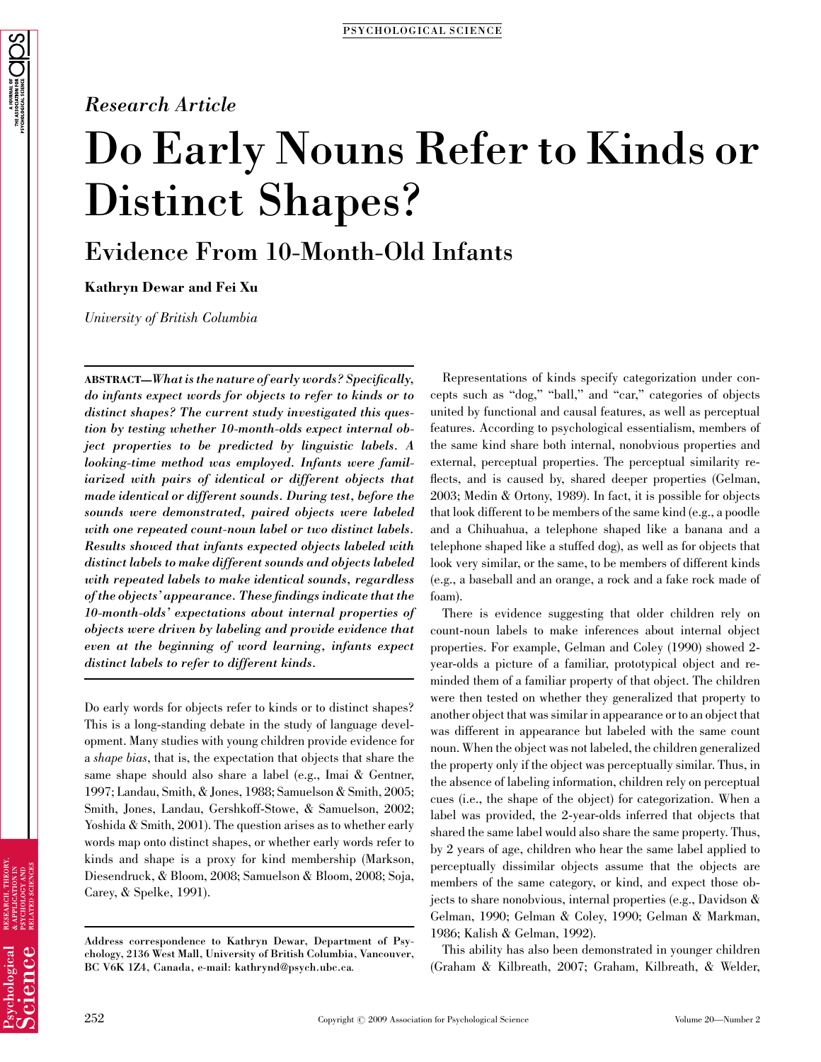*Research Article*

# Do Early Nouns Refer to Kinds or Distinct Shapes?

## Evidence From 10-Month-Old Infants

**Kathryn Dewar and Fei Xu**

*University of British Columbia*

**ABSTRACT—*What is the nature of early words? Specifically, do infants expect words for objects to refer to kinds or to distinct shapes? The current study investigated this question by testing whether 10-month-olds expect internal object properties to be predicted by linguistic labels. A looking-time method was employed. Infants were familiarized with pairs of identical or different objects that made identical or different sounds. During test, before the sounds were demonstrated, paired objects were labeled with one repeated count-noun label or two distinct labels. Results showed that infants expected objects labeled with distinct labels to make different sounds and objects labeled with repeated labels to make identical sounds, regardless of the objects' appearance. These findings indicate that the 10-month-olds' expectations about internal properties of objects were driven by labeling and provide evidence that even at the beginning of word learning, infants expect distinct labels to refer to different kinds.***

Do early words for objects refer to kinds or to distinct shapes? This is a long-standing debate in the study of language development. Many studies with young children provide evidence for a *shape bias*, that is, the expectation that objects that share the same shape should also share a label (e.g., Imai & Gentner, 1997; Landau, Smith, & Jones, 1988; Samuelson & Smith, 2005; Smith, Jones, Landau, Gershkoff-Stowe, & Samuelson, 2002; Yoshida & Smith, 2001). The question arises as to whether early words map onto distinct shapes, or whether early words refer to kinds and shape is a proxy for kind membership (Markson, Diesendruck, & Bloom, 2008; Samuelson & Bloom, 2008; Soja, Carey, & Spelke, 1991).

Representations of kinds specify categorization under concepts such as "dog," "ball," and "car," categories of objects united by functional and causal features, as well as perceptual features. According to psychological essentialism, members of the same kind share both internal, nonobvious properties and external, perceptual properties. The perceptual similarity reflects, and is caused by, shared deeper properties (Gelman, 2003; Medin & Ortony, 1989). In fact, it is possible for objects that look different to be members of the same kind (e.g., a poodle and a Chihuahua, a telephone shaped like a banana and a telephone shaped like a stuffed dog), as well as for objects that look very similar, or the same, to be members of different kinds (e.g., a baseball and an orange, a rock and a fake rock made of foam).

There is evidence suggesting that older children rely on count-noun labels to make inferences about internal object properties. For example, Gelman and Coley (1990) showed 2-year-olds a picture of a familiar, prototypical object and reminded them of a familiar property of that object. The children were then tested on whether they generalized that property to another object that was similar in appearance or to an object that was different in appearance but labeled with the same count noun. When the object was not labeled, the children generalized the property only if the object was perceptually similar. Thus, in the absence of labeling information, children rely on perceptual cues (i.e., the shape of the object) for categorization. When a label was provided, the 2-year-olds inferred that objects that shared the same label would also share the same property. Thus, by 2 years of age, children who hear the same label applied to perceptually dissimilar objects assume that the objects are members of the same category, or kind, and expect those objects to share nonobvious, internal properties (e.g., Davidson & Gelman, 1990; Gelman & Coley, 1990; Gelman & Markman, 1986; Kalish & Gelman, 1992).

This ability has also been demonstrated in younger children (Graham & Kilbreath, 2007; Graham, Kilbreath, & Welder,

Address correspondence to Kathryn Dewar, Department of Psychology, 2136 West Mall, University of British Columbia, Vancouver, BC V6K 1Z4, Canada, e-mail: kathrynd@psych.ubc.ca.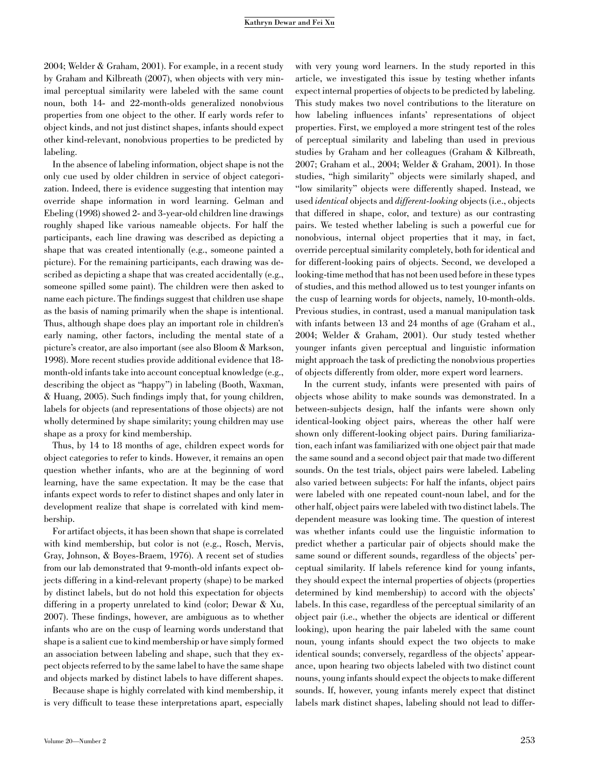2004; Welder & Graham, 2001). For example, in a recent study by Graham and Kilbreath (2007), when objects with very minimal perceptual similarity were labeled with the same count noun, both 14- and 22-month-olds generalized nonobvious properties from one object to the other. If early words refer to object kinds, and not just distinct shapes, infants should expect other kind-relevant, nonobvious properties to be predicted by labeling.

In the absence of labeling information, object shape is not the only cue used by older children in service of object categorization. Indeed, there is evidence suggesting that intention may override shape information in word learning. Gelman and Ebeling (1998) showed 2- and 3-year-old children line drawings roughly shaped like various nameable objects. For half the participants, each line drawing was described as depicting a shape that was created intentionally (e.g., someone painted a picture). For the remaining participants, each drawing was described as depicting a shape that was created accidentally (e.g., someone spilled some paint). The children were then asked to name each picture. The findings suggest that children use shape as the basis of naming primarily when the shape is intentional. Thus, although shape does play an important role in children's early naming, other factors, including the mental state of a picture's creator, are also important (see also Bloom & Markson, 1998). More recent studies provide additional evidence that 18-month-old infants take into account conceptual knowledge (e.g., describing the object as "happy") in labeling (Booth, Waxman, & Huang, 2005). Such findings imply that, for young children, labels for objects (and representations of those objects) are not wholly determined by shape similarity; young children may use shape as a proxy for kind membership.

Thus, by 14 to 18 months of age, children expect words for object categories to refer to kinds. However, it remains an open question whether infants, who are at the beginning of word learning, have the same expectation. It may be the case that infants expect words to refer to distinct shapes and only later in development realize that shape is correlated with kind membership.

For artifact objects, it has been shown that shape is correlated with kind membership, but color is not (e.g., Rosch, Mervis, Gray, Johnson, & Boyes-Braem, 1976). A recent set of studies from our lab demonstrated that 9-month-old infants expect objects differing in a kind-relevant property (shape) to be marked by distinct labels, but do not hold this expectation for objects differing in a property unrelated to kind (color; Dewar & Xu, 2007). These findings, however, are ambiguous as to whether infants who are on the cusp of learning words understand that shape is a salient cue to kind membership or have simply formed an association between labeling and shape, such that they expect objects referred to by the same label to have the same shape and objects marked by distinct labels to have different shapes.

Because shape is highly correlated with kind membership, it is very difficult to tease these interpretations apart, especially with very young word learners. In the study reported in this article, we investigated this issue by testing whether infants expect internal properties of objects to be predicted by labeling. This study makes two novel contributions to the literature on how labeling influences infants' representations of object properties. First, we employed a more stringent test of the roles of perceptual similarity and labeling than used in previous studies by Graham and her colleagues (Graham & Kilbreath, 2007; Graham et al., 2004; Welder & Graham, 2001). In those studies, "high similarity" objects were similarly shaped, and "low similarity" objects were differently shaped. Instead, we used *identical* objects and *different-looking* objects (i.e., objects that differed in shape, color, and texture) as our contrasting pairs. We tested whether labeling is such a powerful cue for nonobvious, internal object properties that it may, in fact, override perceptual similarity completely, both for identical and for different-looking pairs of objects. Second, we developed a looking-time method that has not been used before in these types of studies, and this method allowed us to test younger infants on the cusp of learning words for objects, namely, 10-month-olds. Previous studies, in contrast, used a manual manipulation task with infants between 13 and 24 months of age (Graham et al., 2004; Welder & Graham, 2001). Our study tested whether younger infants given perceptual and linguistic information might approach the task of predicting the nonobvious properties of objects differently from older, more expert word learners.

In the current study, infants were presented with pairs of objects whose ability to make sounds was demonstrated. In a between-subjects design, half the infants were shown only identical-looking object pairs, whereas the other half were shown only different-looking object pairs. During familiarization, each infant was familiarized with one object pair that made the same sound and a second object pair that made two different sounds. On the test trials, object pairs were labeled. Labeling also varied between subjects: For half the infants, object pairs were labeled with one repeated count-noun label, and for the other half, object pairs were labeled with two distinct labels. The dependent measure was looking time. The question of interest was whether infants could use the linguistic information to predict whether a particular pair of objects should make the same sound or different sounds, regardless of the objects' perceptual similarity. If labels reference kind for young infants, they should expect the internal properties of objects (properties determined by kind membership) to accord with the objects' labels. In this case, regardless of the perceptual similarity of an object pair (i.e., whether the objects are identical or different looking), upon hearing the pair labeled with the same count noun, young infants should expect the two objects to make identical sounds; conversely, regardless of the objects' appearance, upon hearing two objects labeled with two distinct count nouns, young infants should expect the objects to make different sounds. If, however, young infants merely expect that distinct labels mark distinct shapes, labeling should not lead to differ-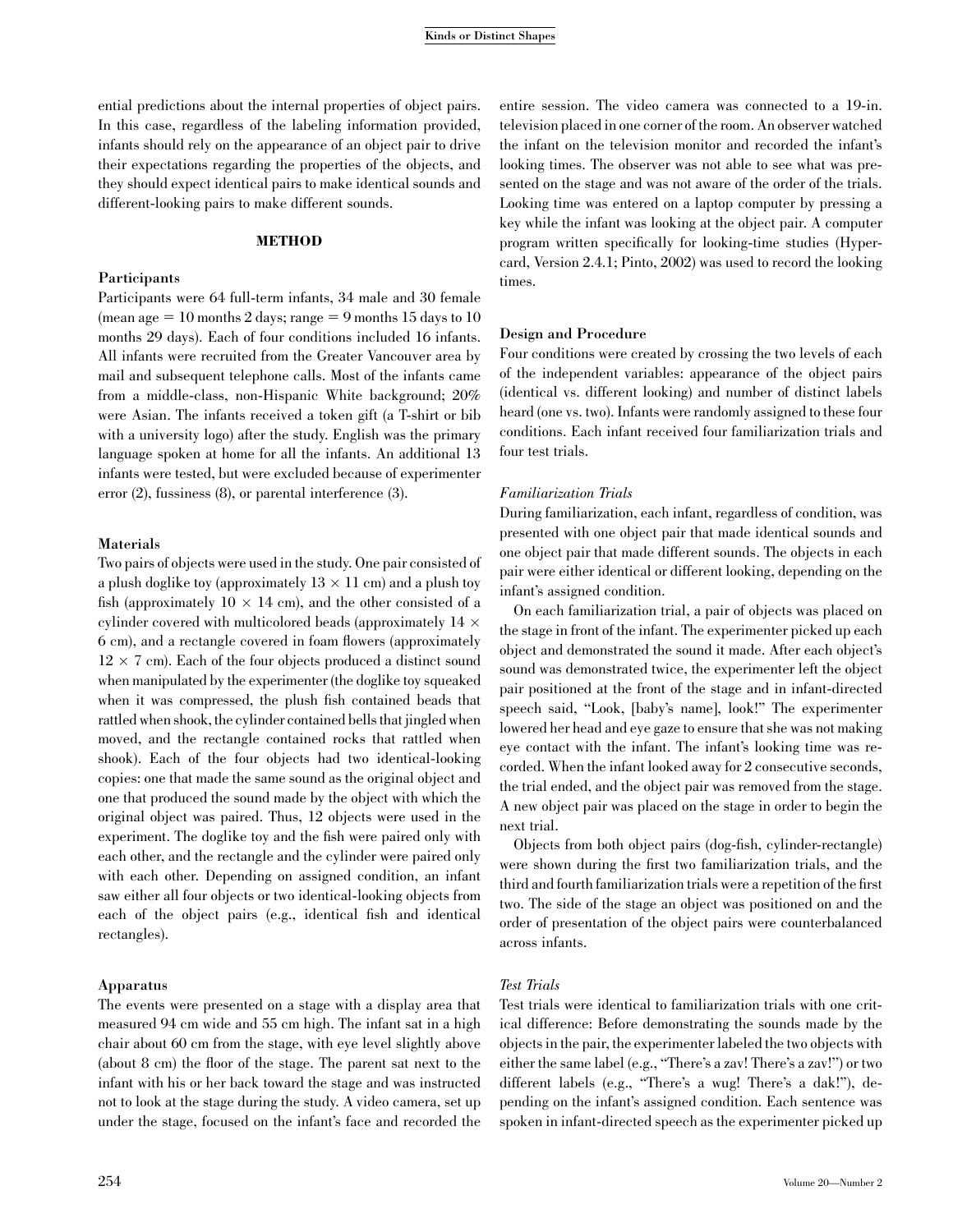ential predictions about the internal properties of object pairs. In this case, regardless of the labeling information provided, infants should rely on the appearance of an object pair to drive their expectations regarding the properties of the objects, and they should expect identical pairs to make identical sounds and different-looking pairs to make different sounds.

## METHOD

### Participants

Participants were 64 full-term infants, 34 male and 30 female (mean age = 10 months 2 days; range = 9 months 15 days to 10 months 29 days). Each of four conditions included 16 infants. All infants were recruited from the Greater Vancouver area by mail and subsequent telephone calls. Most of the infants came from a middle-class, non-Hispanic White background; 20% were Asian. The infants received a token gift (a T-shirt or bib with a university logo) after the study. English was the primary language spoken at home for all the infants. An additional 13 infants were tested, but were excluded because of experimenter error (2), fussiness (8), or parental interference (3).

### Materials

Two pairs of objects were used in the study. One pair consisted of a plush doglike toy (approximately $13 \times 11$ cm) and a plush toy fish (approximately $10 \times 14$ cm), and the other consisted of a cylinder covered with multicolored beads (approximately $14 \times 6$ cm), and a rectangle covered in foam flowers (approximately $12 \times 7$ cm). Each of the four objects produced a distinct sound when manipulated by the experimenter (the doglike toy squeaked when it was compressed, the plush fish contained beads that rattled when shook, the cylinder contained bells that jingled when moved, and the rectangle contained rocks that rattled when shook). Each of the four objects had two identical-looking copies: one that made the same sound as the original object and one that produced the sound made by the object with which the original object was paired. Thus, 12 objects were used in the experiment. The doglike toy and the fish were paired only with each other, and the rectangle and the cylinder were paired only with each other. Depending on assigned condition, an infant saw either all four objects or two identical-looking objects from each of the object pairs (e.g., identical fish and identical rectangles).

### Apparatus

The events were presented on a stage with a display area that measured 94 cm wide and 55 cm high. The infant sat in a high chair about 60 cm from the stage, with eye level slightly above (about 8 cm) the floor of the stage. The parent sat next to the infant with his or her back toward the stage and was instructed not to look at the stage during the study. A video camera, set up under the stage, focused on the infant's face and recorded the entire session. The video camera was connected to a 19-in. television placed in one corner of the room. An observer watched the infant on the television monitor and recorded the infant's looking times. The observer was not able to see what was presented on the stage and was not aware of the order of the trials. Looking time was entered on a laptop computer by pressing a key while the infant was looking at the object pair. A computer program written specifically for looking-time studies (Hypercard, Version 2.4.1; Pinto, 2002) was used to record the looking times.

### Design and Procedure

Four conditions were created by crossing the two levels of each of the independent variables: appearance of the object pairs (identical vs. different looking) and number of distinct labels heard (one vs. two). Infants were randomly assigned to these four conditions. Each infant received four familiarization trials and four test trials.

#### *Familiarization Trials*

During familiarization, each infant, regardless of condition, was presented with one object pair that made identical sounds and one object pair that made different sounds. The objects in each pair were either identical or different looking, depending on the infant's assigned condition.

On each familiarization trial, a pair of objects was placed on the stage in front of the infant. The experimenter picked up each object and demonstrated the sound it made. After each object's sound was demonstrated twice, the experimenter left the object pair positioned at the front of the stage and in infant-directed speech said, "Look, [baby's name], look!" The experimenter lowered her head and eye gaze to ensure that she was not making eye contact with the infant. The infant's looking time was recorded. When the infant looked away for 2 consecutive seconds, the trial ended, and the object pair was removed from the stage. A new object pair was placed on the stage in order to begin the next trial.

Objects from both object pairs (dog-fish, cylinder-rectangle) were shown during the first two familiarization trials, and the third and fourth familiarization trials were a repetition of the first two. The side of the stage an object was positioned on and the order of presentation of the object pairs were counterbalanced across infants.

#### *Test Trials*

Test trials were identical to familiarization trials with one critical difference: Before demonstrating the sounds made by the objects in the pair, the experimenter labeled the two objects with either the same label (e.g., "There's a zav! There's a zav!") or two different labels (e.g., "There's a wug! There's a dak!"), depending on the infant's assigned condition. Each sentence was spoken in infant-directed speech as the experimenter picked up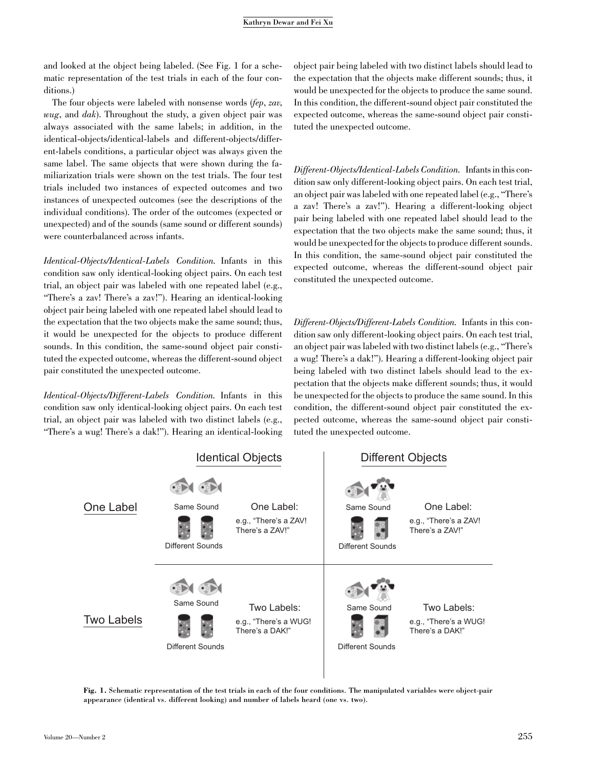and looked at the object being labeled. (See Fig. 1 for a schematic representation of the test trials in each of the four conditions.)

The four objects were labeled with nonsense words (*fep*, *zav*, *wug*, and *dak*). Throughout the study, a given object pair was always associated with the same labels; in addition, in the identical-objects/identical-labels and different-objects/different-labels conditions, a particular object was always given the same label. The same objects that were shown during the familiarization trials were shown on the test trials. The four test trials included two instances of expected outcomes and two instances of unexpected outcomes (see the descriptions of the individual conditions). The order of the outcomes (expected or unexpected) and of the sounds (same sound or different sounds) were counterbalanced across infants.

*Identical-Objects/Identical-Labels Condition.* Infants in this condition saw only identical-looking object pairs. On each test trial, an object pair was labeled with one repeated label (e.g., "There's a zav! There's a zav!"). Hearing an identical-looking object pair being labeled with one repeated label should lead to the expectation that the two objects make the same sound; thus, it would be unexpected for the objects to produce different sounds. In this condition, the same-sound object pair constituted the expected outcome, whereas the different-sound object pair constituted the unexpected outcome.

*Identical-Objects/Different-Labels Condition.* Infants in this condition saw only identical-looking object pairs. On each test trial, an object pair was labeled with two distinct labels (e.g., "There's a wug! There's a dak!"). Hearing an identical-looking object pair being labeled with two distinct labels should lead to the expectation that the objects make different sounds; thus, it would be unexpected for the objects to produce the same sound. In this condition, the different-sound object pair constituted the expected outcome, whereas the same-sound object pair constituted the unexpected outcome.

*Different-Objects/Identical-Labels Condition.* Infants in this condition saw only different-looking object pairs. On each test trial, an object pair was labeled with one repeated label (e.g., "There's a zav! There's a zav!"). Hearing a different-looking object pair being labeled with one repeated label should lead to the expectation that the two objects make the same sound; thus, it would be unexpected for the objects to produce different sounds. In this condition, the same-sound object pair constituted the expected outcome, whereas the different-sound object pair constituted the unexpected outcome.

*Different-Objects/Different-Labels Condition.* Infants in this condition saw only different-looking object pairs. On each test trial, an object pair was labeled with two distinct labels (e.g., "There's a wug! There's a dak!"). Hearing a different-looking object pair being labeled with two distinct labels should lead to the expectation that the objects make different sounds; thus, it would be unexpected for the objects to produce the same sound. In this condition, the different-sound object pair constituted the expected outcome, whereas the same-sound object pair constituted the unexpected outcome.

Identical Objects

Different Objects

One Label

Same Sound

Different Sounds

One Label:
e.g., "There's a ZAV! There's a ZAV!"

Same Sound

Different Sounds

One Label:
e.g., "There's a ZAV! There's a ZAV!"

Two Labels

Same Sound

Different Sounds

Two Labels:
e.g., "There's a WUG! There's a DAK!"

Same Sound

Different Sounds

Two Labels:
e.g., "There's a WUG! There's a DAK!"

**Fig. 1.** Schematic representation of the test trials in each of the four conditions. The manipulated variables were object-pair appearance (identical vs. different looking) and number of labels heard (one vs. two).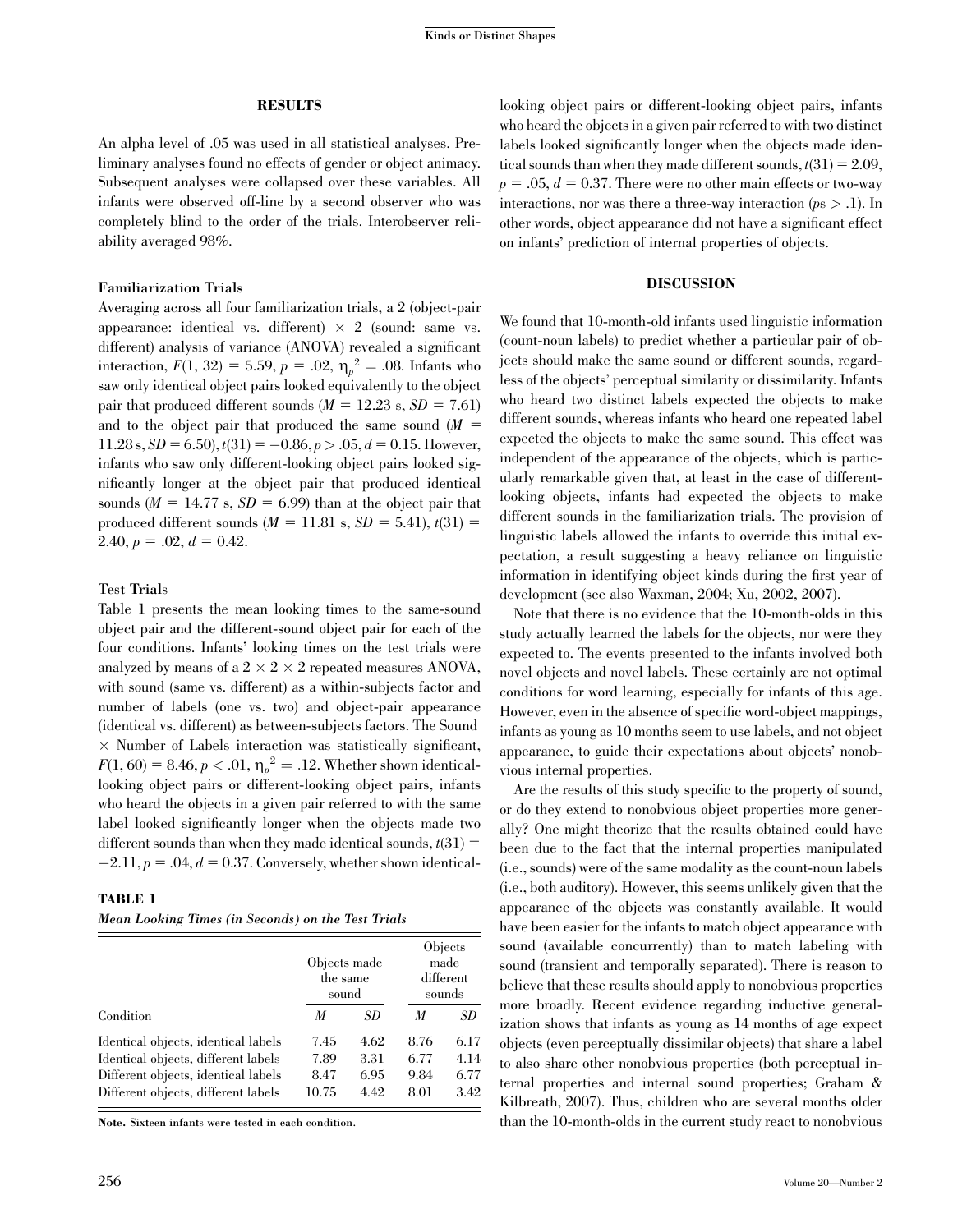## RESULTS

An alpha level of .05 was used in all statistical analyses. Preliminary analyses found no effects of gender or object animacy. Subsequent analyses were collapsed over these variables. All infants were observed off-line by a second observer who was completely blind to the order of the trials. Interobserver reliability averaged 98%.

### Familiarization Trials

Averaging across all four familiarization trials, a 2 (object-pair appearance: identical vs. different) × 2 (sound: same vs. different) analysis of variance (ANOVA) revealed a significant interaction, $F(1, 32) = 5.59$, $p = .02$, $\eta_p^2 = .08$. Infants who saw only identical object pairs looked equivalently to the object pair that produced different sounds ($M = 12.23$ s, $SD = 7.61$) and to the object pair that produced the same sound ($M = 11.28$ s, $SD = 6.50$), $t(31) = -0.86$, $p > .05$, $d = 0.15$. However, infants who saw only different-looking object pairs looked significantly longer at the object pair that produced identical sounds ($M = 14.77$ s, $SD = 6.99$) than at the object pair that produced different sounds ($M = 11.81$ s, $SD = 5.41$), $t(31) = 2.40$, $p = .02$, $d = 0.42$.

### Test Trials

Table 1 presents the mean looking times to the same-sound object pair and the different-sound object pair for each of the four conditions. Infants' looking times on the test trials were analyzed by means of a 2 × 2 × 2 repeated measures ANOVA, with sound (same vs. different) as a within-subjects factor and number of labels (one vs. two) and object-pair appearance (identical vs. different) as between-subjects factors. The Sound × Number of Labels interaction was statistically significant, $F(1, 60) = 8.46$, $p < .01$, $\eta_p^2 = .12$. Whether shown identical-looking object pairs or different-looking object pairs, infants who heard the objects in a given pair referred to with the same label looked significantly longer when the objects made two different sounds than when they made identical sounds, $t(31) = -2.11$, $p = .04$, $d = 0.37$. Conversely, whether shown identical-looking object pairs or different-looking object pairs, infants who heard the objects in a given pair referred to with two distinct labels looked significantly longer when the objects made identical sounds than when they made different sounds, $t(31) = 2.09$, $p = .05$, $d = 0.37$. There were no other main effects or two-way interactions, nor was there a three-way interaction ($p$s $> .1$). In other words, object appearance did not have a significant effect on infants' prediction of internal properties of objects.

**TABLE 1**

***Mean Looking Times (in Seconds) on the Test Trials***

| Condition | Objects made the same sound | | Objects made different sounds | |
|---|---|---|---|---|
| | *M* | *SD* | *M* | *SD* |
| Identical objects, identical labels | 7.45 | 4.62 | 8.76 | 6.17 |
| Identical objects, different labels | 7.89 | 3.31 | 6.77 | 4.14 |
| Different objects, identical labels | 8.47 | 6.95 | 9.84 | 6.77 |
| Different objects, different labels | 10.75 | 4.42 | 8.01 | 3.42 |

**Note.** Sixteen infants were tested in each condition.

## DISCUSSION

We found that 10-month-old infants used linguistic information (count-noun labels) to predict whether a particular pair of objects should make the same sound or different sounds, regardless of the objects' perceptual similarity or dissimilarity. Infants who heard two distinct labels expected the objects to make different sounds, whereas infants who heard one repeated label expected the objects to make the same sound. This effect was independent of the appearance of the objects, which is particularly remarkable given that, at least in the case of different-looking objects, infants had expected the objects to make different sounds in the familiarization trials. The provision of linguistic labels allowed the infants to override this initial expectation, a result suggesting a heavy reliance on linguistic information in identifying object kinds during the first year of development (see also Waxman, 2004; Xu, 2002, 2007).

Note that there is no evidence that the 10-month-olds in this study actually learned the labels for the objects, nor were they expected to. The events presented to the infants involved both novel objects and novel labels. These certainly are not optimal conditions for word learning, especially for infants of this age. However, even in the absence of specific word-object mappings, infants as young as 10 months seem to use labels, and not object appearance, to guide their expectations about objects' nonobvious internal properties.

Are the results of this study specific to the property of sound, or do they extend to nonobvious object properties more generally? One might theorize that the results obtained could have been due to the fact that the internal properties manipulated (i.e., sounds) were of the same modality as the count-noun labels (i.e., both auditory). However, this seems unlikely given that the appearance of the objects was constantly available. It would have been easier for the infants to match object appearance with sound (available concurrently) than to match labeling with sound (transient and temporally separated). There is reason to believe that these results should apply to nonobvious properties more broadly. Recent evidence regarding inductive generalization shows that infants as young as 14 months of age expect objects (even perceptually dissimilar objects) that share a label to also share other nonobvious properties (both perceptual internal properties and internal sound properties; Graham & Kilbreath, 2007). Thus, children who are several months older than the 10-month-olds in the current study react to nonobvious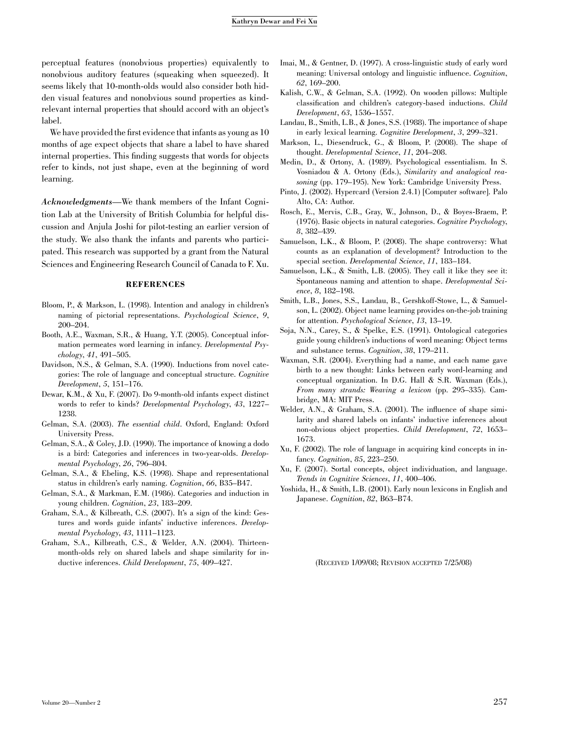perceptual features (nonobvious properties) equivalently to nonobvious auditory features (squeaking when squeezed). It seems likely that 10-month-olds would also consider both hidden visual features and nonobvious sound properties as kind-relevant internal properties that should accord with an object's label.

We have provided the first evidence that infants as young as 10 months of age expect objects that share a label to have shared internal properties. This finding suggests that words for objects refer to kinds, not just shape, even at the beginning of word learning.

***Acknowledgments***—We thank members of the Infant Cognition Lab at the University of British Columbia for helpful discussion and Anjula Joshi for pilot-testing an earlier version of the study. We also thank the infants and parents who participated. This research was supported by a grant from the Natural Sciences and Engineering Research Council of Canada to F. Xu.

## REFERENCES

Bloom, P., & Markson, L. (1998). Intention and analogy in children's naming of pictorial representations. *Psychological Science*, *9*, 200–204.

Booth, A.E., Waxman, S.R., & Huang, Y.T. (2005). Conceptual information permeates word learning in infancy. *Developmental Psychology*, *41*, 491–505.

Davidson, N.S., & Gelman, S.A. (1990). Inductions from novel categories: The role of language and conceptual structure. *Cognitive Development*, *5*, 151–176.

Dewar, K.M., & Xu, F. (2007). Do 9-month-old infants expect distinct words to refer to kinds? *Developmental Psychology*, *43*, 1227–1238.

Gelman, S.A. (2003). *The essential child*. Oxford, England: Oxford University Press.

Gelman, S.A., & Coley, J.D. (1990). The importance of knowing a dodo is a bird: Categories and inferences in two-year-olds. *Developmental Psychology*, *26*, 796–804.

Gelman, S.A., & Ebeling, K.S. (1998). Shape and representational status in children's early naming. *Cognition*, *66*, B35–B47.

Gelman, S.A., & Markman, E.M. (1986). Categories and induction in young children. *Cognition*, *23*, 183–209.

Graham, S.A., & Kilbreath, C.S. (2007). It's a sign of the kind: Gestures and words guide infants' inductive inferences. *Developmental Psychology*, *43*, 1111–1123.

Graham, S.A., Kilbreath, C.S., & Welder, A.N. (2004). Thirteen-month-olds rely on shared labels and shape similarity for inductive inferences. *Child Development*, *75*, 409–427.

Imai, M., & Gentner, D. (1997). A cross-linguistic study of early word meaning: Universal ontology and linguistic influence. *Cognition*, *62*, 169–200.

Kalish, C.W., & Gelman, S.A. (1992). On wooden pillows: Multiple classification and children's category-based inductions. *Child Development*, *63*, 1536–1557.

Landau, B., Smith, L.B., & Jones, S.S. (1988). The importance of shape in early lexical learning. *Cognitive Development*, *3*, 299–321.

Markson, L., Diesendruck, G., & Bloom, P. (2008). The shape of thought. *Developmental Science*, *11*, 204–208.

Medin, D., & Ortony, A. (1989). Psychological essentialism. In S. Vosniadou & A. Ortony (Eds.), *Similarity and analogical reasoning* (pp. 179–195). New York: Cambridge University Press.

Pinto, J. (2002). Hypercard (Version 2.4.1) [Computer software]. Palo Alto, CA: Author.

Rosch, E., Mervis, C.B., Gray, W., Johnson, D., & Boyes-Braem, P. (1976). Basic objects in natural categories. *Cognitive Psychology*, *8*, 382–439.

Samuelson, L.K., & Bloom, P. (2008). The shape controversy: What counts as an explanation of development? Introduction to the special section. *Developmental Science*, *11*, 183–184.

Samuelson, L.K., & Smith, L.B. (2005). They call it like they see it: Spontaneous naming and attention to shape. *Developmental Science*, *8*, 182–198.

Smith, L.B., Jones, S.S., Landau, B., Gershkoff-Stowe, L., & Samuelson, L. (2002). Object name learning provides on-the-job training for attention. *Psychological Science*, *13*, 13–19.

Soja, N.N., Carey, S., & Spelke, E.S. (1991). Ontological categories guide young children's inductions of word meaning: Object terms and substance terms. *Cognition*, *38*, 179–211.

Waxman, S.R. (2004). Everything had a name, and each name gave birth to a new thought: Links between early word-learning and conceptual organization. In D.G. Hall & S.R. Waxman (Eds.), *From many strands: Weaving a lexicon* (pp. 295–335). Cambridge, MA: MIT Press.

Welder, A.N., & Graham, S.A. (2001). The influence of shape similarity and shared labels on infants' inductive inferences about non-obvious object properties. *Child Development*, *72*, 1653–1673.

Xu, F. (2002). The role of language in acquiring kind concepts in infancy. *Cognition*, *85*, 223–250.

Xu, F. (2007). Sortal concepts, object individuation, and language. *Trends in Cognitive Sciences*, *11*, 400–406.

Yoshida, H., & Smith, L.B. (2001). Early noun lexicons in English and Japanese. *Cognition*, *82*, B63–B74.

(Received 1/09/08; Revision accepted 7/25/08)